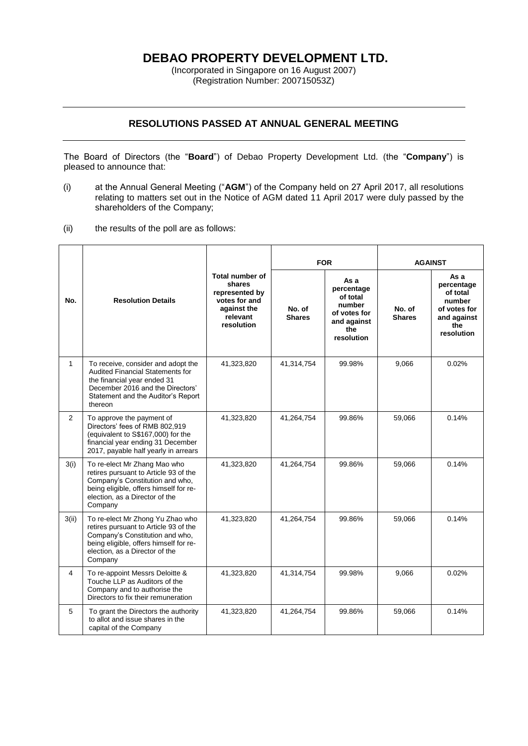# DEBAO PROPERTY DEVELOPMENT LTD.

(Incorporated in Singapore on 16 August 2007)
(Registration Number: 200715053Z)

## RESOLUTIONS PASSED AT ANNUAL GENERAL MEETING

The Board of Directors (the "**Board**") of Debao Property Development Ltd. (the "**Company**") is pleased to announce that:

(i) at the Annual General Meeting ("**AGM**") of the Company held on 27 April 2017, all resolutions relating to matters set out in the Notice of AGM dated 11 April 2017 were duly passed by the shareholders of the Company;

(ii) the results of the poll are as follows:

| No. | Resolution Details | Total number of shares represented by votes for and against the relevant resolution | FOR | | AGAINST | |
|---|---|---|---|---|---|---|
| | | | No. of Shares | As a percentage of total number of votes for and against the resolution | No. of Shares | As a percentage of total number of votes for and against the resolution |
| 1 | To receive, consider and adopt the Audited Financial Statements for the financial year ended 31 December 2016 and the Directors' Statement and the Auditor's Report thereon | 41,323,820 | 41,314,754 | 99.98% | 9,066 | 0.02% |
| 2 | To approve the payment of Directors' fees of RMB 802,919 (equivalent to S$167,000) for the financial year ending 31 December 2017, payable half yearly in arrears | 41,323,820 | 41,264,754 | 99.86% | 59,066 | 0.14% |
| 3(i) | To re-elect Mr Zhang Mao who retires pursuant to Article 93 of the Company's Constitution and who, being eligible, offers himself for re-election, as a Director of the Company | 41,323,820 | 41,264,754 | 99.86% | 59,066 | 0.14% |
| 3(ii) | To re-elect Mr Zhong Yu Zhao who retires pursuant to Article 93 of the Company's Constitution and who, being eligible, offers himself for re-election, as a Director of the Company | 41,323,820 | 41,264,754 | 99.86% | 59,066 | 0.14% |
| 4 | To re-appoint Messrs Deloitte & Touche LLP as Auditors of the Company and to authorise the Directors to fix their remuneration | 41,323,820 | 41,314,754 | 99.98% | 9,066 | 0.02% |
| 5 | To grant the Directors the authority to allot and issue shares in the capital of the Company | 41,323,820 | 41,264,754 | 99.86% | 59,066 | 0.14% |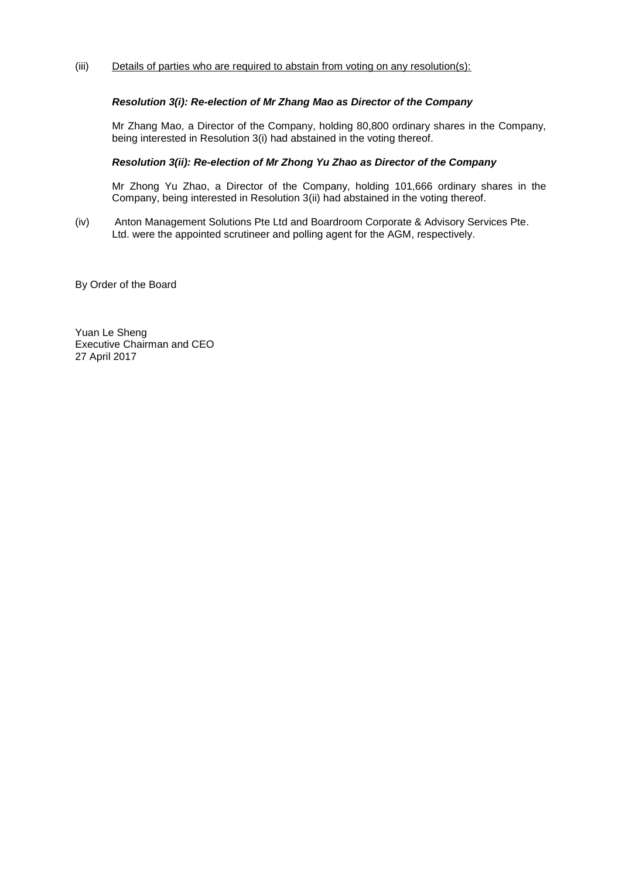(iii) Details of parties who are required to abstain from voting on any resolution(s):

***Resolution 3(i): Re-election of Mr Zhang Mao as Director of the Company***

Mr Zhang Mao, a Director of the Company, holding 80,800 ordinary shares in the Company, being interested in Resolution 3(i) had abstained in the voting thereof.

***Resolution 3(ii): Re-election of Mr Zhong Yu Zhao as Director of the Company***

Mr Zhong Yu Zhao, a Director of the Company, holding 101,666 ordinary shares in the Company, being interested in Resolution 3(ii) had abstained in the voting thereof.

(iv) Anton Management Solutions Pte Ltd and Boardroom Corporate & Advisory Services Pte. Ltd. were the appointed scrutineer and polling agent for the AGM, respectively.

By Order of the Board

Yuan Le Sheng
Executive Chairman and CEO
27 April 2017